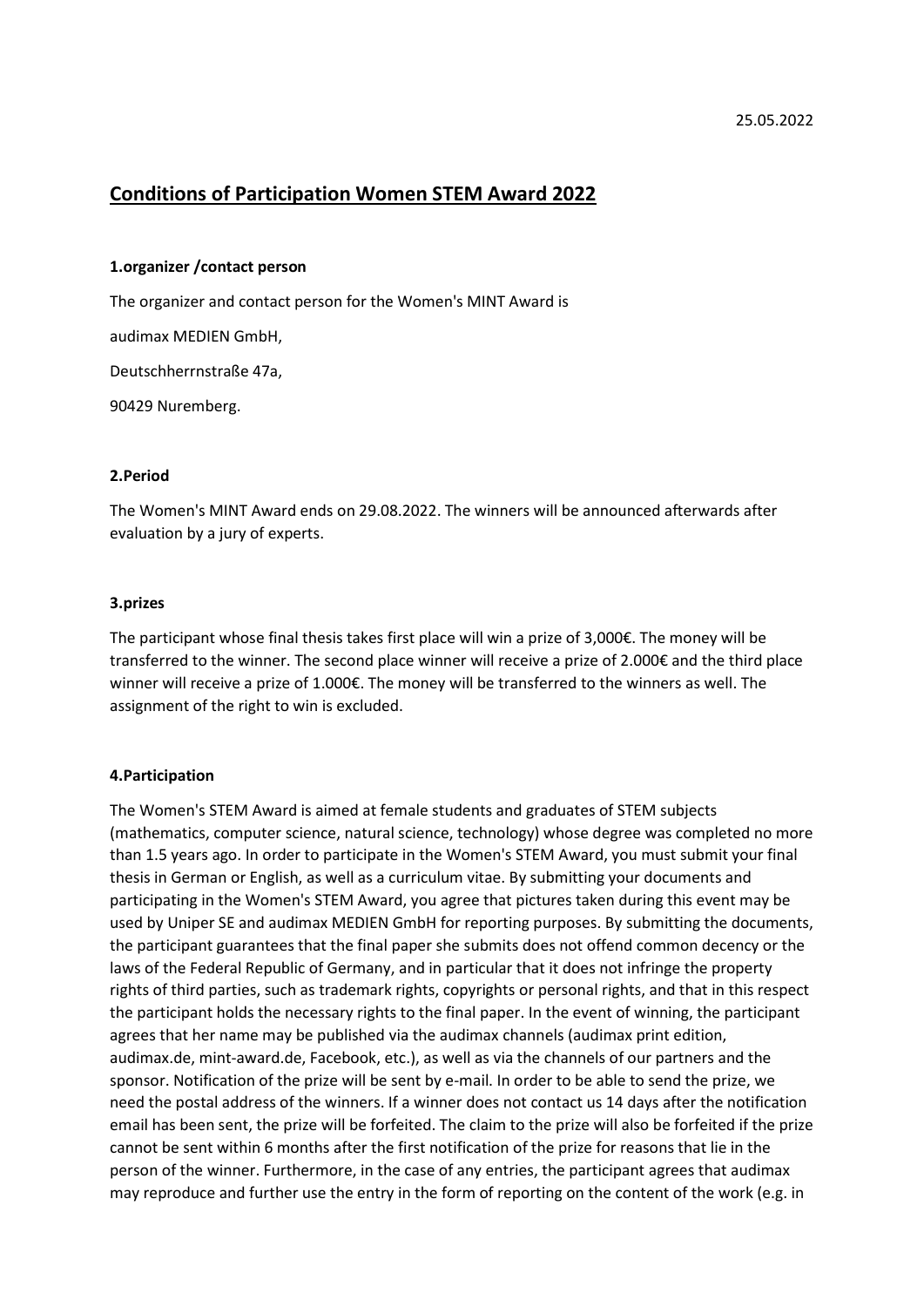25.05.2022

# Conditions of Participation Women STEM Award 2022

### 1.organizer /contact person

The organizer and contact person for the Women's MINT Award is

audimax MEDIEN GmbH,

Deutschherrnstraße 47a,

90429 Nuremberg.

### 2.Period

The Women's MINT Award ends on 29.08.2022. The winners will be announced afterwards after evaluation by a jury of experts.

### 3.prizes

The participant whose final thesis takes first place will win a prize of 3,000€. The money will be transferred to the winner. The second place winner will receive a prize of 2.000€ and the third place winner will receive a prize of 1.000€. The money will be transferred to the winners as well. The assignment of the right to win is excluded.

### 4.Participation

The Women's STEM Award is aimed at female students and graduates of STEM subjects (mathematics, computer science, natural science, technology) whose degree was completed no more than 1.5 years ago. In order to participate in the Women's STEM Award, you must submit your final thesis in German or English, as well as a curriculum vitae. By submitting your documents and participating in the Women's STEM Award, you agree that pictures taken during this event may be used by Uniper SE and audimax MEDIEN GmbH for reporting purposes. By submitting the documents, the participant guarantees that the final paper she submits does not offend common decency or the laws of the Federal Republic of Germany, and in particular that it does not infringe the property rights of third parties, such as trademark rights, copyrights or personal rights, and that in this respect the participant holds the necessary rights to the final paper. In the event of winning, the participant agrees that her name may be published via the audimax channels (audimax print edition, audimax.de, mint-award.de, Facebook, etc.), as well as via the channels of our partners and the sponsor. Notification of the prize will be sent by e-mail. In order to be able to send the prize, we need the postal address of the winners. If a winner does not contact us 14 days after the notification email has been sent, the prize will be forfeited. The claim to the prize will also be forfeited if the prize cannot be sent within 6 months after the first notification of the prize for reasons that lie in the person of the winner. Furthermore, in the case of any entries, the participant agrees that audimax may reproduce and further use the entry in the form of reporting on the content of the work (e.g. in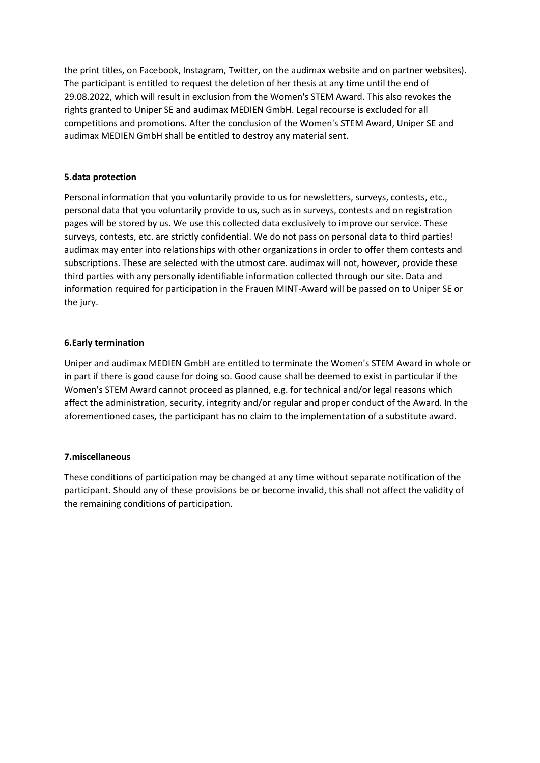the print titles, on Facebook, Instagram, Twitter, on the audimax website and on partner websites). The participant is entitled to request the deletion of her thesis at any time until the end of 29.08.2022, which will result in exclusion from the Women's STEM Award. This also revokes the rights granted to Uniper SE and audimax MEDIEN GmbH. Legal recourse is excluded for all competitions and promotions. After the conclusion of the Women's STEM Award, Uniper SE and audimax MEDIEN GmbH shall be entitled to destroy any material sent.

**5.data protection**

Personal information that you voluntarily provide to us for newsletters, surveys, contests, etc., personal data that you voluntarily provide to us, such as in surveys, contests and on registration pages will be stored by us. We use this collected data exclusively to improve our service. These surveys, contests, etc. are strictly confidential. We do not pass on personal data to third parties! audimax may enter into relationships with other organizations in order to offer them contests and subscriptions. These are selected with the utmost care. audimax will not, however, provide these third parties with any personally identifiable information collected through our site. Data and information required for participation in the Frauen MINT-Award will be passed on to Uniper SE or the jury.

**6.Early termination**

Uniper and audimax MEDIEN GmbH are entitled to terminate the Women's STEM Award in whole or in part if there is good cause for doing so. Good cause shall be deemed to exist in particular if the Women's STEM Award cannot proceed as planned, e.g. for technical and/or legal reasons which affect the administration, security, integrity and/or regular and proper conduct of the Award. In the aforementioned cases, the participant has no claim to the implementation of a substitute award.

**7.miscellaneous**

These conditions of participation may be changed at any time without separate notification of the participant. Should any of these provisions be or become invalid, this shall not affect the validity of the remaining conditions of participation.